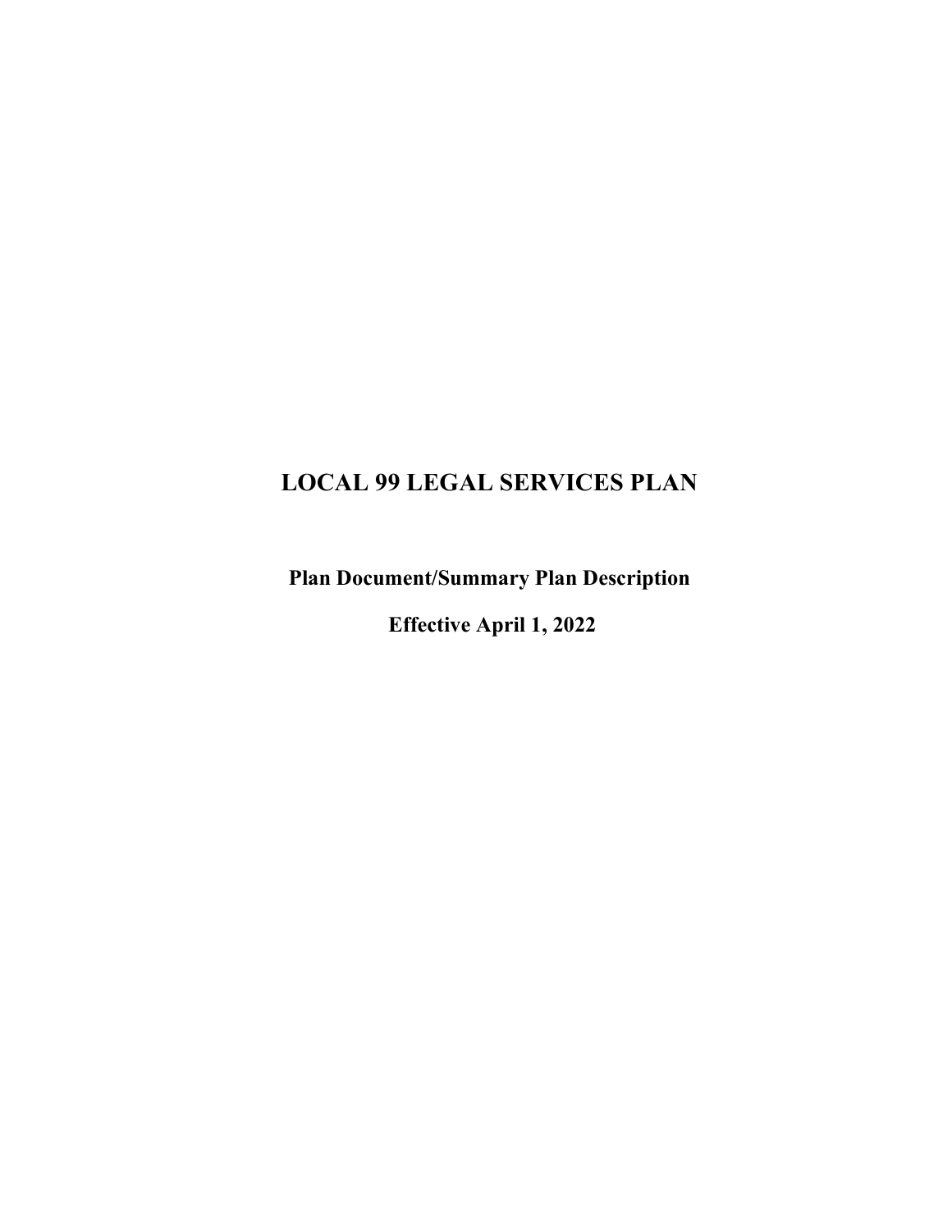# LOCAL 99 LEGAL SERVICES PLAN

**Plan Document/Summary Plan Description**

**Effective April 1, 2022**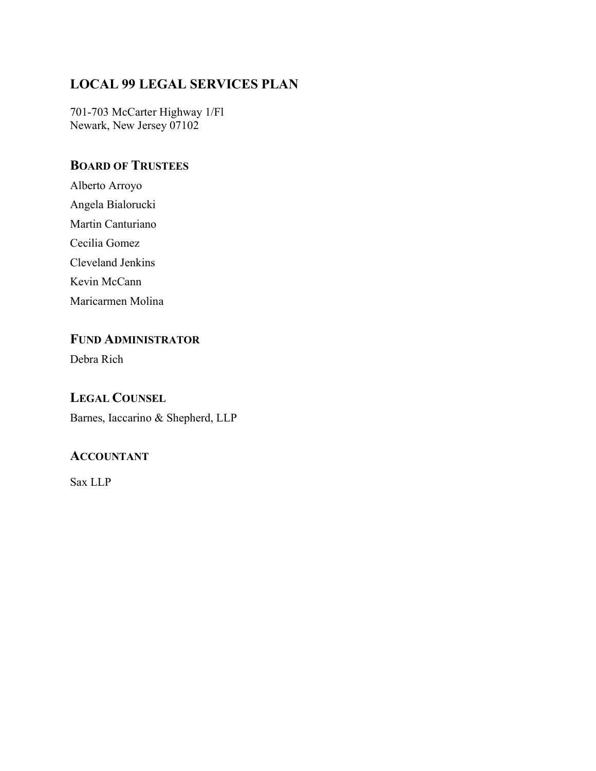# LOCAL 99 LEGAL SERVICES PLAN

701-703 McCarter Highway 1/Fl
Newark, New Jersey 07102

## BOARD OF TRUSTEES

Alberto Arroyo

Angela Bialorucki

Martin Canturiano

Cecilia Gomez

Cleveland Jenkins

Kevin McCann

Maricarmen Molina

## FUND ADMINISTRATOR

Debra Rich

## LEGAL COUNSEL

Barnes, Iaccarino & Shepherd, LLP

## ACCOUNTANT

Sax LLP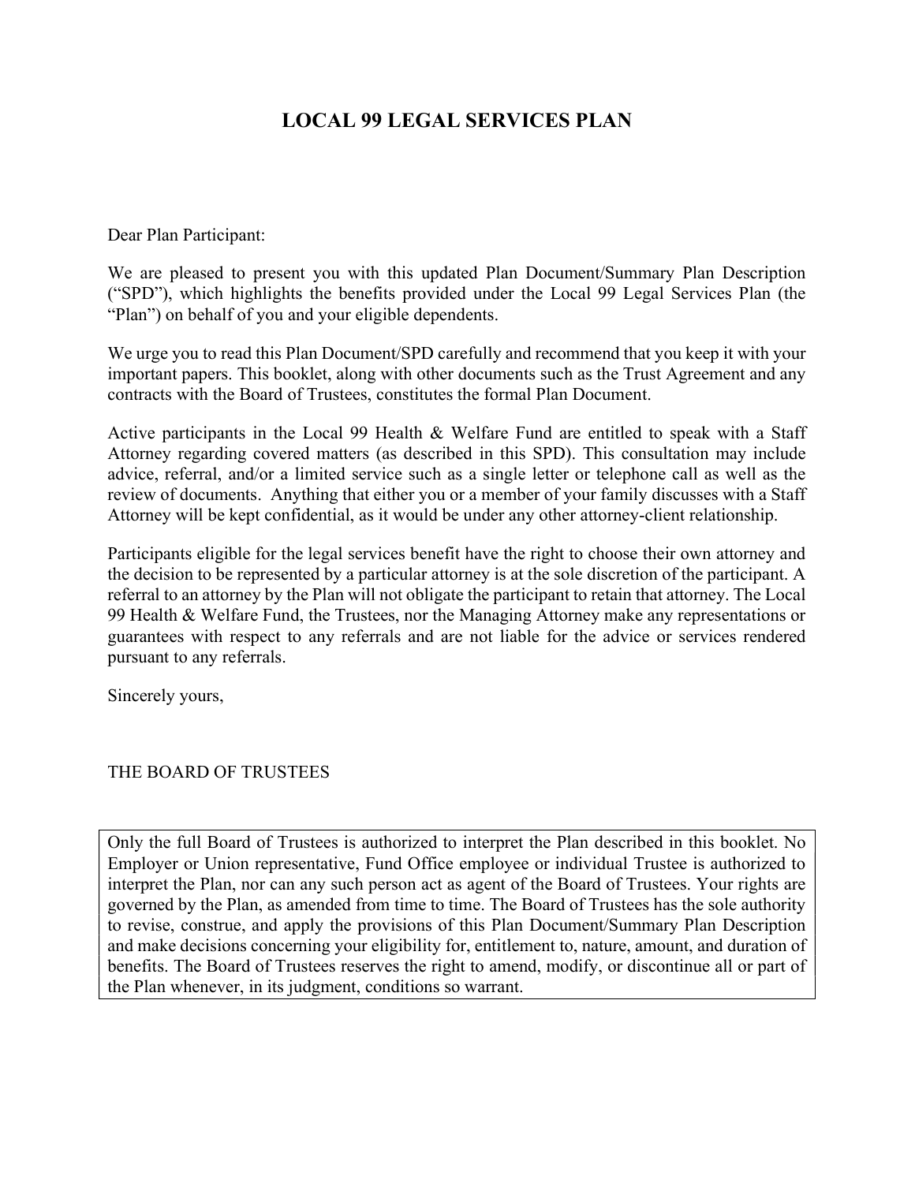# LOCAL 99 LEGAL SERVICES PLAN

Dear Plan Participant:

We are pleased to present you with this updated Plan Document/Summary Plan Description ("SPD"), which highlights the benefits provided under the Local 99 Legal Services Plan (the "Plan") on behalf of you and your eligible dependents.

We urge you to read this Plan Document/SPD carefully and recommend that you keep it with your important papers. This booklet, along with other documents such as the Trust Agreement and any contracts with the Board of Trustees, constitutes the formal Plan Document.

Active participants in the Local 99 Health & Welfare Fund are entitled to speak with a Staff Attorney regarding covered matters (as described in this SPD). This consultation may include advice, referral, and/or a limited service such as a single letter or telephone call as well as the review of documents. Anything that either you or a member of your family discusses with a Staff Attorney will be kept confidential, as it would be under any other attorney-client relationship.

Participants eligible for the legal services benefit have the right to choose their own attorney and the decision to be represented by a particular attorney is at the sole discretion of the participant. A referral to an attorney by the Plan will not obligate the participant to retain that attorney. The Local 99 Health & Welfare Fund, the Trustees, nor the Managing Attorney make any representations or guarantees with respect to any referrals and are not liable for the advice or services rendered pursuant to any referrals.

Sincerely yours,

THE BOARD OF TRUSTEES

Only the full Board of Trustees is authorized to interpret the Plan described in this booklet. No Employer or Union representative, Fund Office employee or individual Trustee is authorized to interpret the Plan, nor can any such person act as agent of the Board of Trustees. Your rights are governed by the Plan, as amended from time to time. The Board of Trustees has the sole authority to revise, construe, and apply the provisions of this Plan Document/Summary Plan Description and make decisions concerning your eligibility for, entitlement to, nature, amount, and duration of benefits. The Board of Trustees reserves the right to amend, modify, or discontinue all or part of the Plan whenever, in its judgment, conditions so warrant.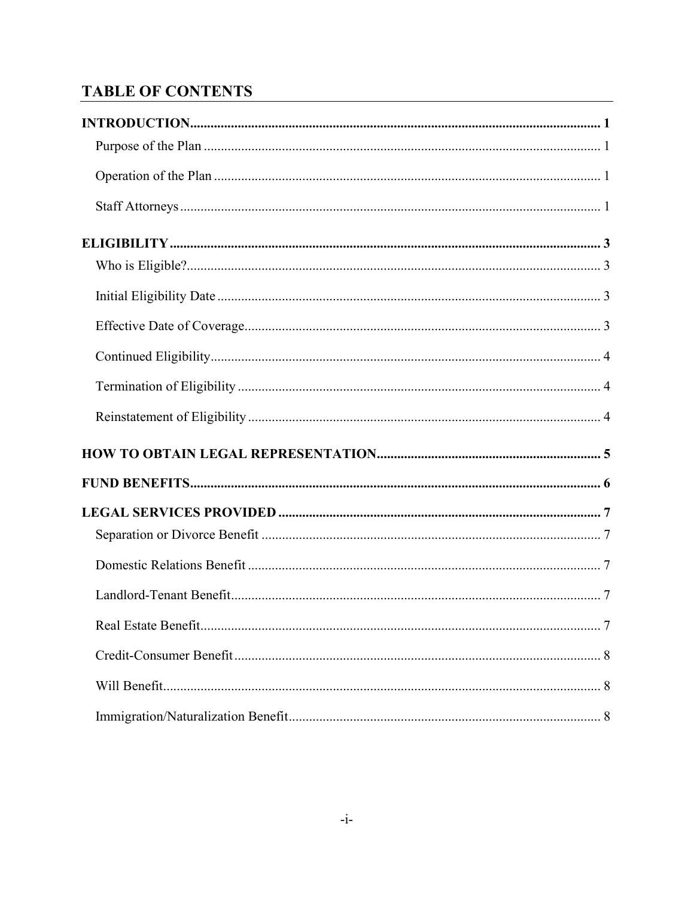## TABLE OF CONTENTS

**INTRODUCTION** .......... 1

- Purpose of the Plan .......... 1
- Operation of the Plan .......... 1
- Staff Attorneys .......... 1

**ELIGIBILITY** .......... 3

- Who is Eligible? .......... 3
- Initial Eligibility Date .......... 3
- Effective Date of Coverage .......... 3
- Continued Eligibility .......... 4
- Termination of Eligibility .......... 4
- Reinstatement of Eligibility .......... 4

**HOW TO OBTAIN LEGAL REPRESENTATION** .......... 5

**FUND BENEFITS** .......... 6

**LEGAL SERVICES PROVIDED** .......... 7

- Separation or Divorce Benefit .......... 7
- Domestic Relations Benefit .......... 7
- Landlord-Tenant Benefit .......... 7
- Real Estate Benefit .......... 7
- Credit-Consumer Benefit .......... 8
- Will Benefit .......... 8
- Immigration/Naturalization Benefit .......... 8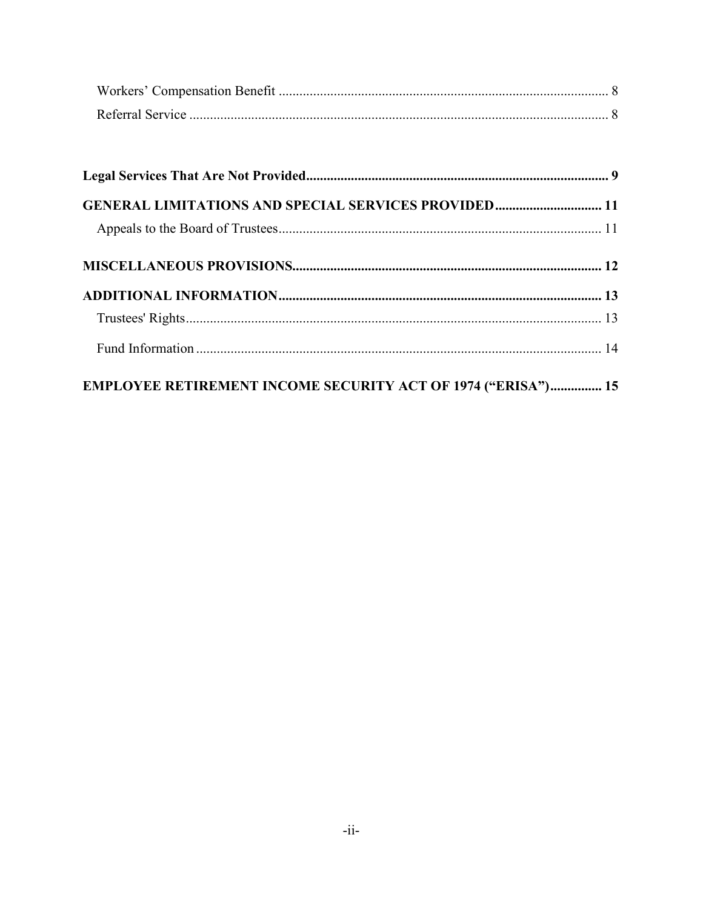Workers' Compensation Benefit ............................................................................................... 8

Referral Service ......................................................................................................................... 8

**Legal Services That Are Not Provided**...................................................................................... 9

**GENERAL LIMITATIONS AND SPECIAL SERVICES PROVIDED** .............................. 11

Appeals to the Board of Trustees............................................................................................ 11

**MISCELLANEOUS PROVISIONS**......................................................................................... 12

**ADDITIONAL INFORMATION**............................................................................................. 13

Trustees' Rights........................................................................................................................ 13

Fund Information ..................................................................................................................... 14

**EMPLOYEE RETIREMENT INCOME SECURITY ACT OF 1974 ("ERISA")**............... 15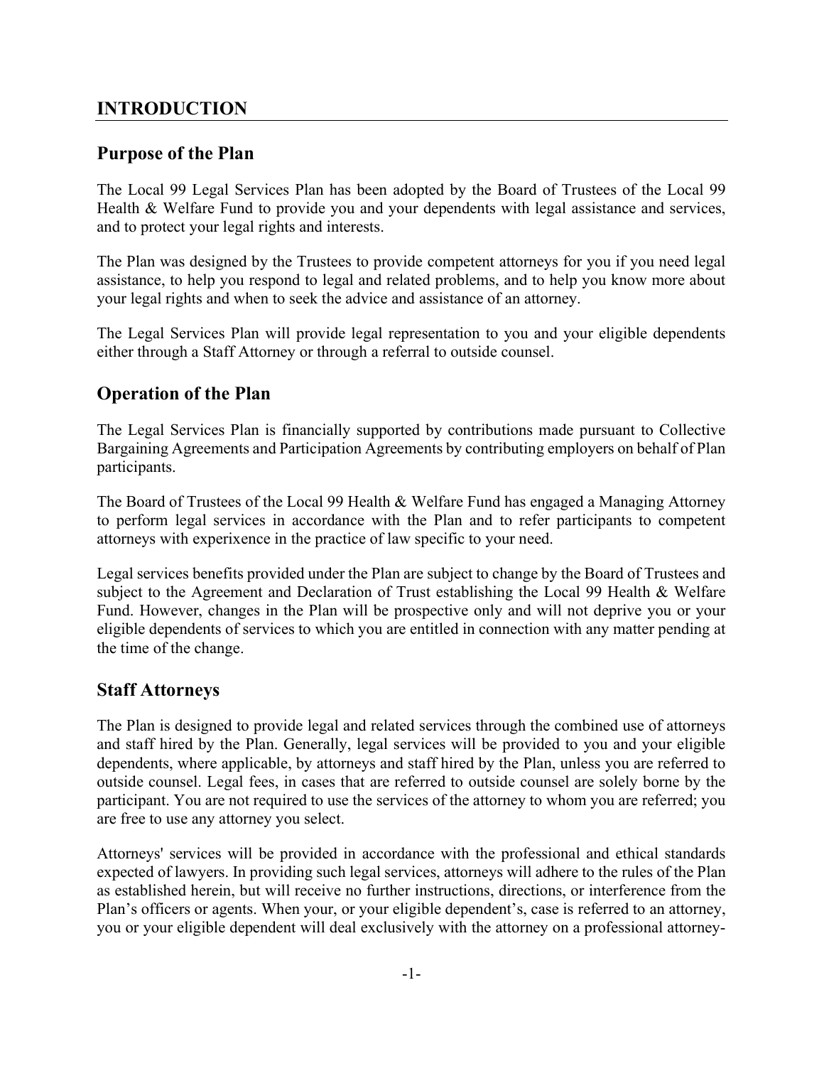# INTRODUCTION

## Purpose of the Plan

The Local 99 Legal Services Plan has been adopted by the Board of Trustees of the Local 99 Health & Welfare Fund to provide you and your dependents with legal assistance and services, and to protect your legal rights and interests.

The Plan was designed by the Trustees to provide competent attorneys for you if you need legal assistance, to help you respond to legal and related problems, and to help you know more about your legal rights and when to seek the advice and assistance of an attorney.

The Legal Services Plan will provide legal representation to you and your eligible dependents either through a Staff Attorney or through a referral to outside counsel.

## Operation of the Plan

The Legal Services Plan is financially supported by contributions made pursuant to Collective Bargaining Agreements and Participation Agreements by contributing employers on behalf of Plan participants.

The Board of Trustees of the Local 99 Health & Welfare Fund has engaged a Managing Attorney to perform legal services in accordance with the Plan and to refer participants to competent attorneys with experixence in the practice of law specific to your need.

Legal services benefits provided under the Plan are subject to change by the Board of Trustees and subject to the Agreement and Declaration of Trust establishing the Local 99 Health & Welfare Fund. However, changes in the Plan will be prospective only and will not deprive you or your eligible dependents of services to which you are entitled in connection with any matter pending at the time of the change.

## Staff Attorneys

The Plan is designed to provide legal and related services through the combined use of attorneys and staff hired by the Plan. Generally, legal services will be provided to you and your eligible dependents, where applicable, by attorneys and staff hired by the Plan, unless you are referred to outside counsel. Legal fees, in cases that are referred to outside counsel are solely borne by the participant. You are not required to use the services of the attorney to whom you are referred; you are free to use any attorney you select.

Attorneys' services will be provided in accordance with the professional and ethical standards expected of lawyers. In providing such legal services, attorneys will adhere to the rules of the Plan as established herein, but will receive no further instructions, directions, or interference from the Plan's officers or agents. When your, or your eligible dependent's, case is referred to an attorney, you or your eligible dependent will deal exclusively with the attorney on a professional attorney-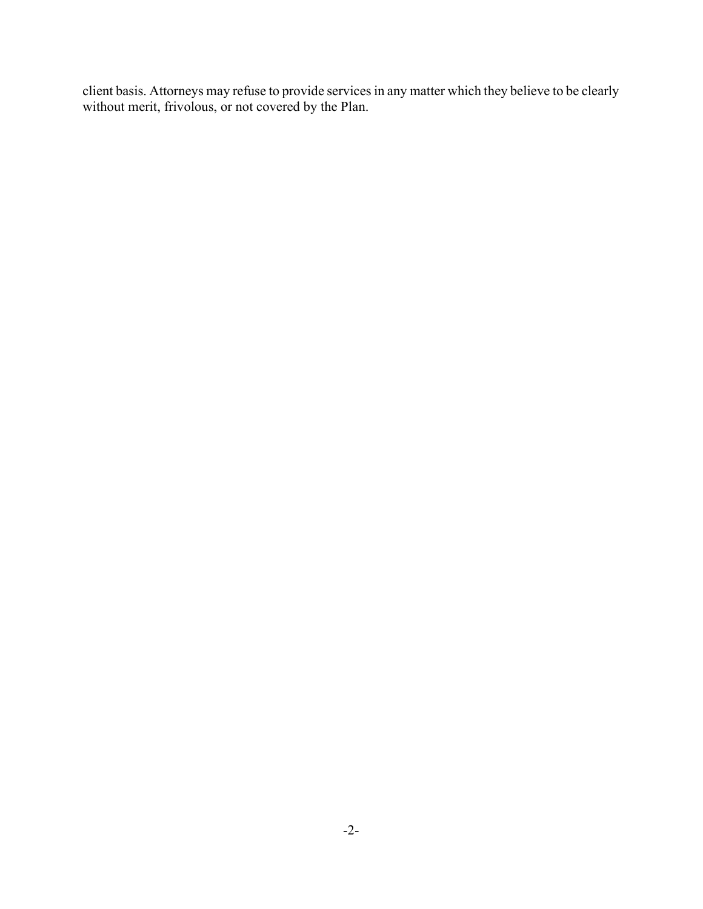client basis. Attorneys may refuse to provide services in any matter which they believe to be clearly without merit, frivolous, or not covered by the Plan.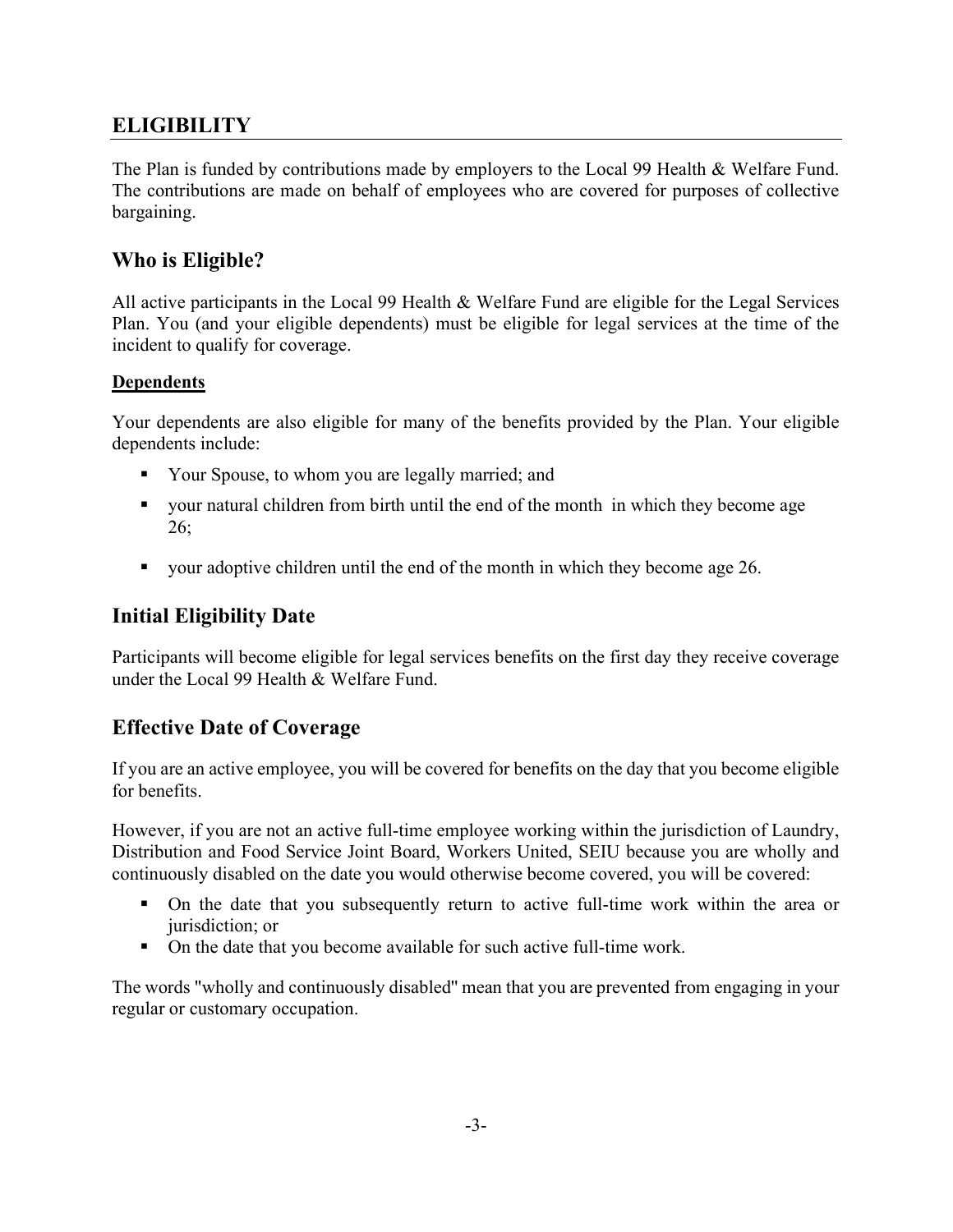## ELIGIBILITY

The Plan is funded by contributions made by employers to the Local 99 Health & Welfare Fund. The contributions are made on behalf of employees who are covered for purposes of collective bargaining.

### Who is Eligible?

All active participants in the Local 99 Health & Welfare Fund are eligible for the Legal Services Plan. You (and your eligible dependents) must be eligible for legal services at the time of the incident to qualify for coverage.

**Dependents**

Your dependents are also eligible for many of the benefits provided by the Plan. Your eligible dependents include:

- Your Spouse, to whom you are legally married; and
- your natural children from birth until the end of the month in which they become age 26;
- your adoptive children until the end of the month in which they become age 26.

### Initial Eligibility Date

Participants will become eligible for legal services benefits on the first day they receive coverage under the Local 99 Health & Welfare Fund.

### Effective Date of Coverage

If you are an active employee, you will be covered for benefits on the day that you become eligible for benefits.

However, if you are not an active full-time employee working within the jurisdiction of Laundry, Distribution and Food Service Joint Board, Workers United, SEIU because you are wholly and continuously disabled on the date you would otherwise become covered, you will be covered:

- On the date that you subsequently return to active full-time work within the area or jurisdiction; or
- On the date that you become available for such active full-time work.

The words "wholly and continuously disabled" mean that you are prevented from engaging in your regular or customary occupation.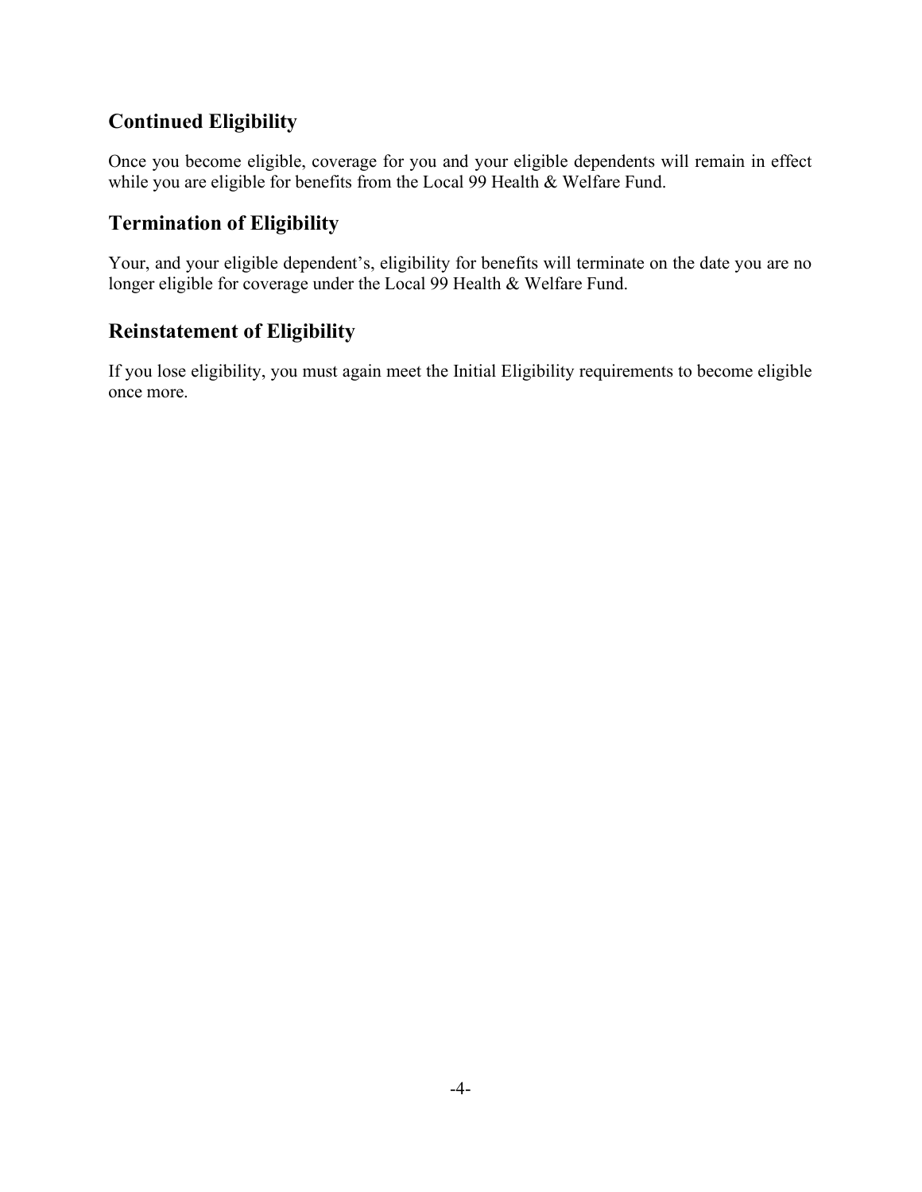## Continued Eligibility

Once you become eligible, coverage for you and your eligible dependents will remain in effect while you are eligible for benefits from the Local 99 Health & Welfare Fund.

## Termination of Eligibility

Your, and your eligible dependent's, eligibility for benefits will terminate on the date you are no longer eligible for coverage under the Local 99 Health & Welfare Fund.

## Reinstatement of Eligibility

If you lose eligibility, you must again meet the Initial Eligibility requirements to become eligible once more.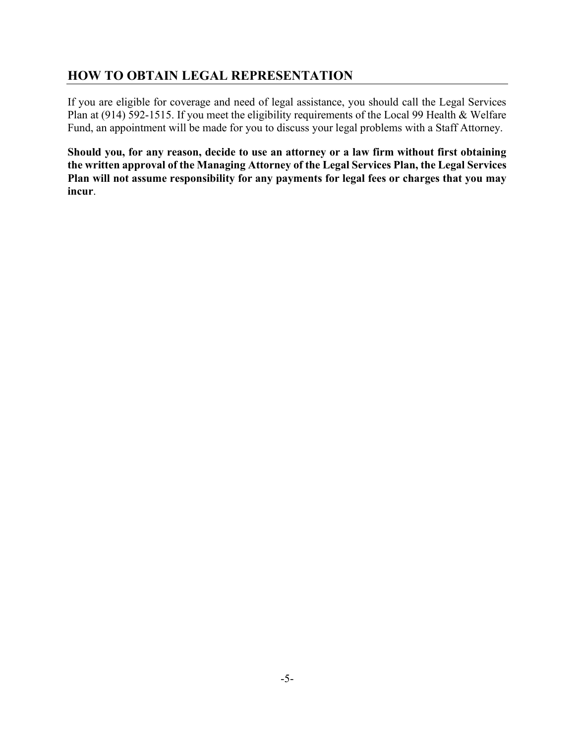## HOW TO OBTAIN LEGAL REPRESENTATION

If you are eligible for coverage and need of legal assistance, you should call the Legal Services Plan at (914) 592-1515. If you meet the eligibility requirements of the Local 99 Health & Welfare Fund, an appointment will be made for you to discuss your legal problems with a Staff Attorney.

**Should you, for any reason, decide to use an attorney or a law firm without first obtaining the written approval of the Managing Attorney of the Legal Services Plan, the Legal Services Plan will not assume responsibility for any payments for legal fees or charges that you may incur**.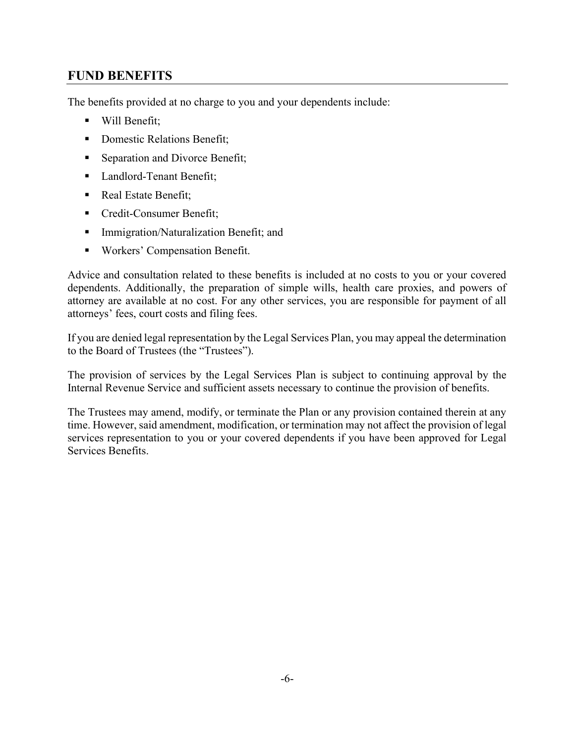## FUND BENEFITS

The benefits provided at no charge to you and your dependents include:

- Will Benefit;
- Domestic Relations Benefit;
- Separation and Divorce Benefit;
- Landlord-Tenant Benefit;
- Real Estate Benefit;
- Credit-Consumer Benefit;
- Immigration/Naturalization Benefit; and
- Workers' Compensation Benefit.

Advice and consultation related to these benefits is included at no costs to you or your covered dependents. Additionally, the preparation of simple wills, health care proxies, and powers of attorney are available at no cost. For any other services, you are responsible for payment of all attorneys' fees, court costs and filing fees.

If you are denied legal representation by the Legal Services Plan, you may appeal the determination to the Board of Trustees (the "Trustees").

The provision of services by the Legal Services Plan is subject to continuing approval by the Internal Revenue Service and sufficient assets necessary to continue the provision of benefits.

The Trustees may amend, modify, or terminate the Plan or any provision contained therein at any time. However, said amendment, modification, or termination may not affect the provision of legal services representation to you or your covered dependents if you have been approved for Legal Services Benefits.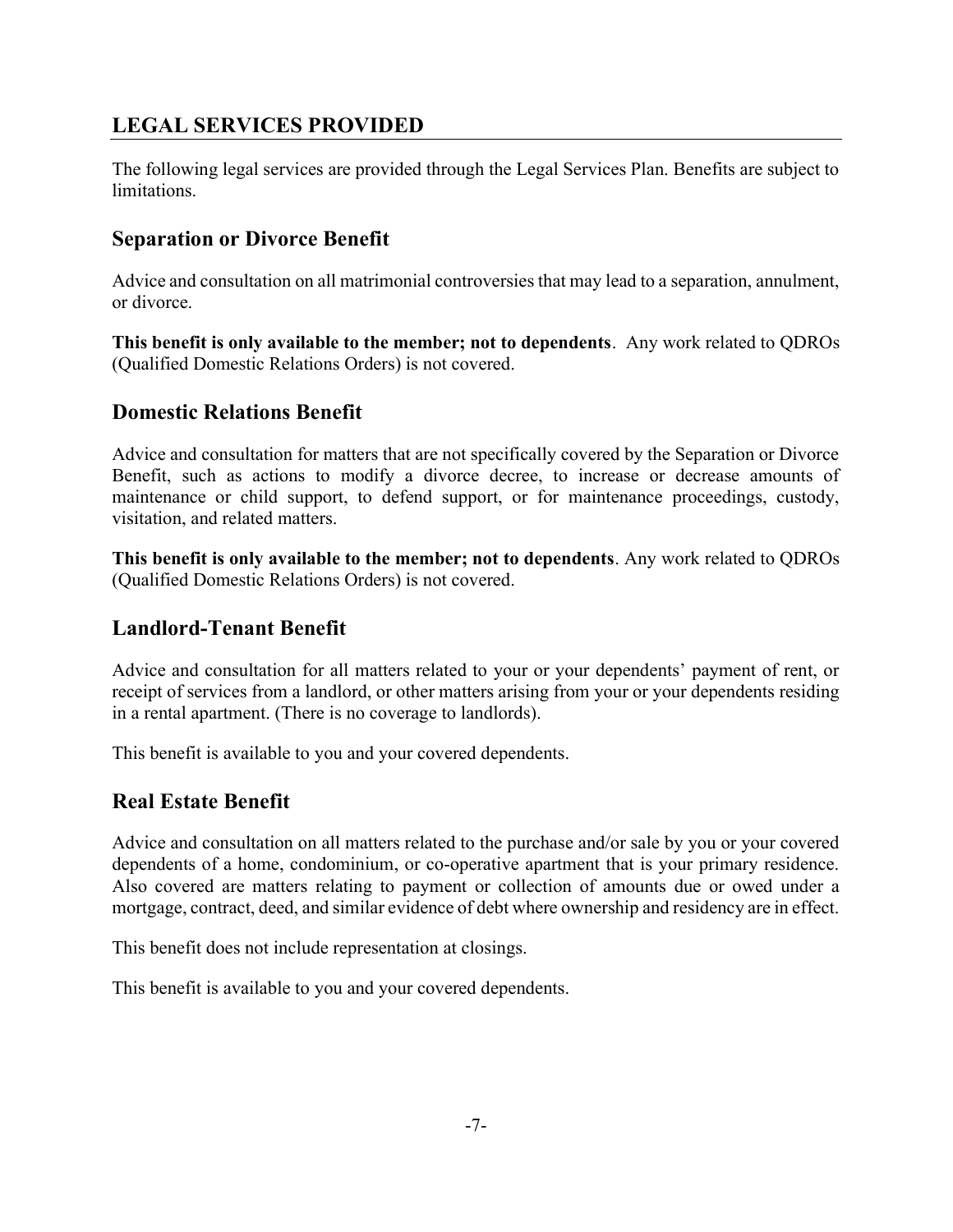## LEGAL SERVICES PROVIDED

The following legal services are provided through the Legal Services Plan. Benefits are subject to limitations.

### Separation or Divorce Benefit

Advice and consultation on all matrimonial controversies that may lead to a separation, annulment, or divorce.

**This benefit is only available to the member; not to dependents**. Any work related to QDROs (Qualified Domestic Relations Orders) is not covered.

### Domestic Relations Benefit

Advice and consultation for matters that are not specifically covered by the Separation or Divorce Benefit, such as actions to modify a divorce decree, to increase or decrease amounts of maintenance or child support, to defend support, or for maintenance proceedings, custody, visitation, and related matters.

**This benefit is only available to the member; not to dependents**. Any work related to QDROs (Qualified Domestic Relations Orders) is not covered.

### Landlord-Tenant Benefit

Advice and consultation for all matters related to your or your dependents' payment of rent, or receipt of services from a landlord, or other matters arising from your or your dependents residing in a rental apartment. (There is no coverage to landlords).

This benefit is available to you and your covered dependents.

### Real Estate Benefit

Advice and consultation on all matters related to the purchase and/or sale by you or your covered dependents of a home, condominium, or co-operative apartment that is your primary residence. Also covered are matters relating to payment or collection of amounts due or owed under a mortgage, contract, deed, and similar evidence of debt where ownership and residency are in effect.

This benefit does not include representation at closings.

This benefit is available to you and your covered dependents.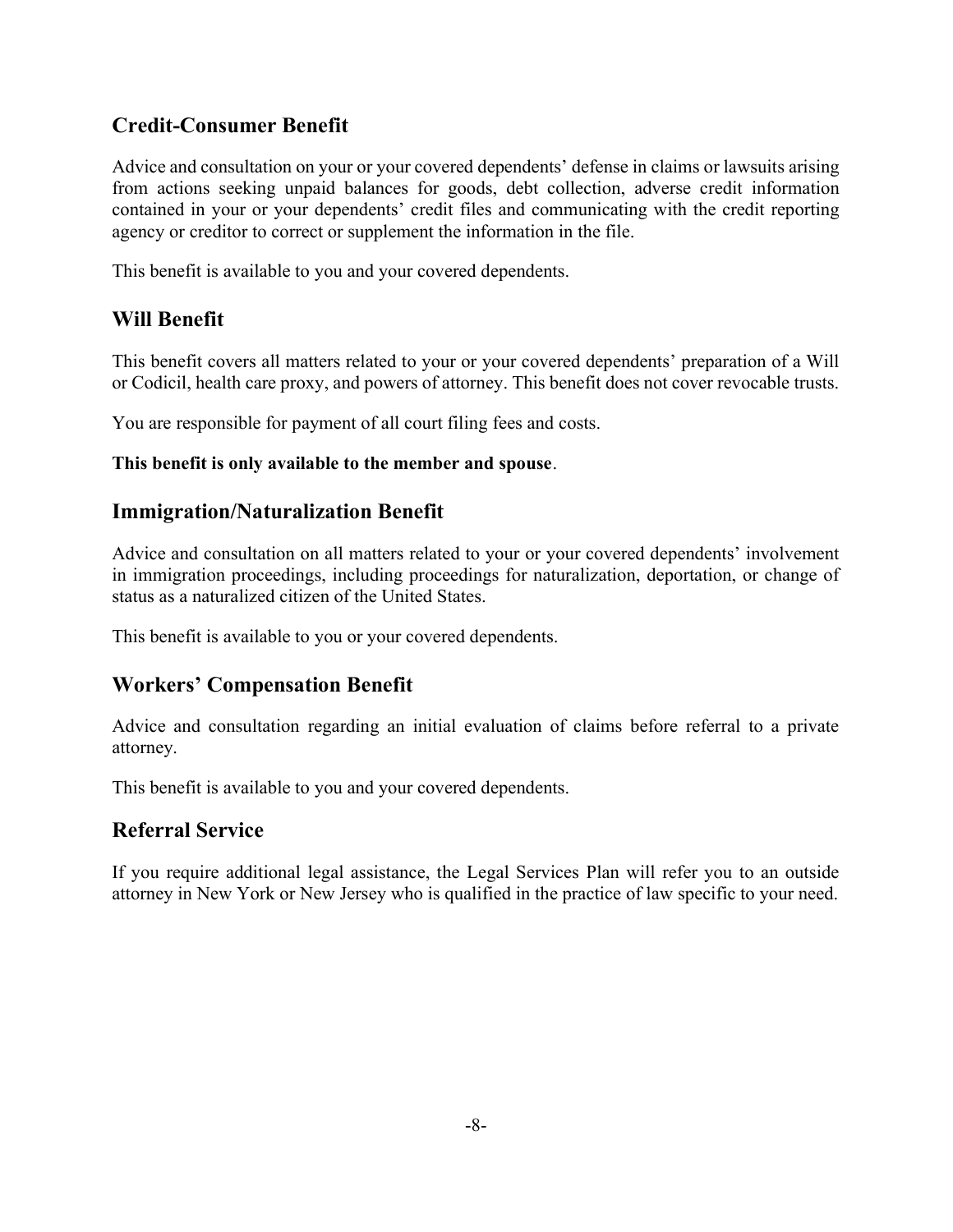## Credit-Consumer Benefit

Advice and consultation on your or your covered dependents' defense in claims or lawsuits arising from actions seeking unpaid balances for goods, debt collection, adverse credit information contained in your or your dependents' credit files and communicating with the credit reporting agency or creditor to correct or supplement the information in the file.

This benefit is available to you and your covered dependents.

## Will Benefit

This benefit covers all matters related to your or your covered dependents' preparation of a Will or Codicil, health care proxy, and powers of attorney. This benefit does not cover revocable trusts.

You are responsible for payment of all court filing fees and costs.

**This benefit is only available to the member and spouse**.

## Immigration/Naturalization Benefit

Advice and consultation on all matters related to your or your covered dependents' involvement in immigration proceedings, including proceedings for naturalization, deportation, or change of status as a naturalized citizen of the United States.

This benefit is available to you or your covered dependents.

## Workers' Compensation Benefit

Advice and consultation regarding an initial evaluation of claims before referral to a private attorney.

This benefit is available to you and your covered dependents.

## Referral Service

If you require additional legal assistance, the Legal Services Plan will refer you to an outside attorney in New York or New Jersey who is qualified in the practice of law specific to your need.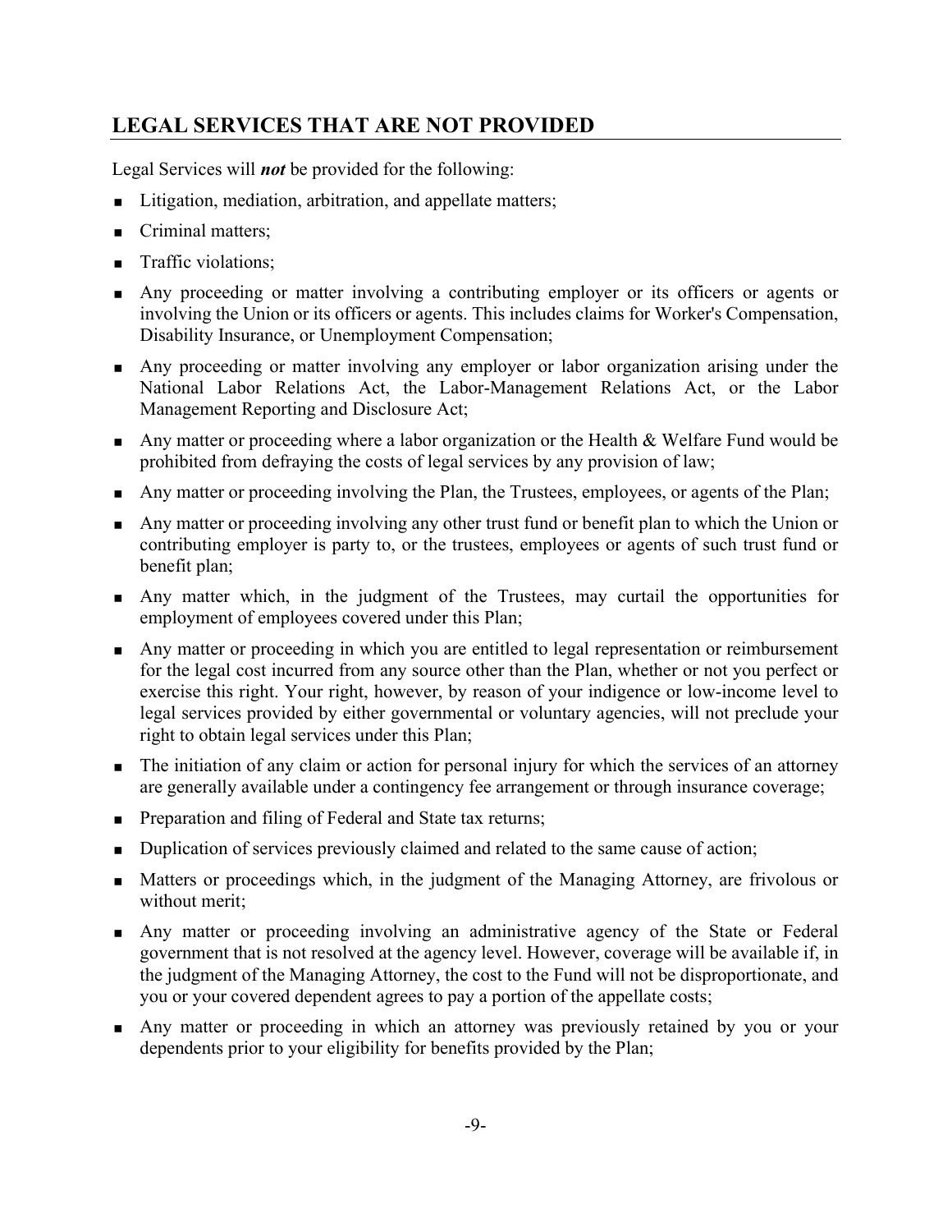## LEGAL SERVICES THAT ARE NOT PROVIDED

Legal Services will ***not*** be provided for the following:

- Litigation, mediation, arbitration, and appellate matters;
- Criminal matters;
- Traffic violations;
- Any proceeding or matter involving a contributing employer or its officers or agents or involving the Union or its officers or agents. This includes claims for Worker's Compensation, Disability Insurance, or Unemployment Compensation;
- Any proceeding or matter involving any employer or labor organization arising under the National Labor Relations Act, the Labor-Management Relations Act, or the Labor Management Reporting and Disclosure Act;
- Any matter or proceeding where a labor organization or the Health & Welfare Fund would be prohibited from defraying the costs of legal services by any provision of law;
- Any matter or proceeding involving the Plan, the Trustees, employees, or agents of the Plan;
- Any matter or proceeding involving any other trust fund or benefit plan to which the Union or contributing employer is party to, or the trustees, employees or agents of such trust fund or benefit plan;
- Any matter which, in the judgment of the Trustees, may curtail the opportunities for employment of employees covered under this Plan;
- Any matter or proceeding in which you are entitled to legal representation or reimbursement for the legal cost incurred from any source other than the Plan, whether or not you perfect or exercise this right. Your right, however, by reason of your indigence or low-income level to legal services provided by either governmental or voluntary agencies, will not preclude your right to obtain legal services under this Plan;
- The initiation of any claim or action for personal injury for which the services of an attorney are generally available under a contingency fee arrangement or through insurance coverage;
- Preparation and filing of Federal and State tax returns;
- Duplication of services previously claimed and related to the same cause of action;
- Matters or proceedings which, in the judgment of the Managing Attorney, are frivolous or without merit;
- Any matter or proceeding involving an administrative agency of the State or Federal government that is not resolved at the agency level. However, coverage will be available if, in the judgment of the Managing Attorney, the cost to the Fund will not be disproportionate, and you or your covered dependent agrees to pay a portion of the appellate costs;
- Any matter or proceeding in which an attorney was previously retained by you or your dependents prior to your eligibility for benefits provided by the Plan;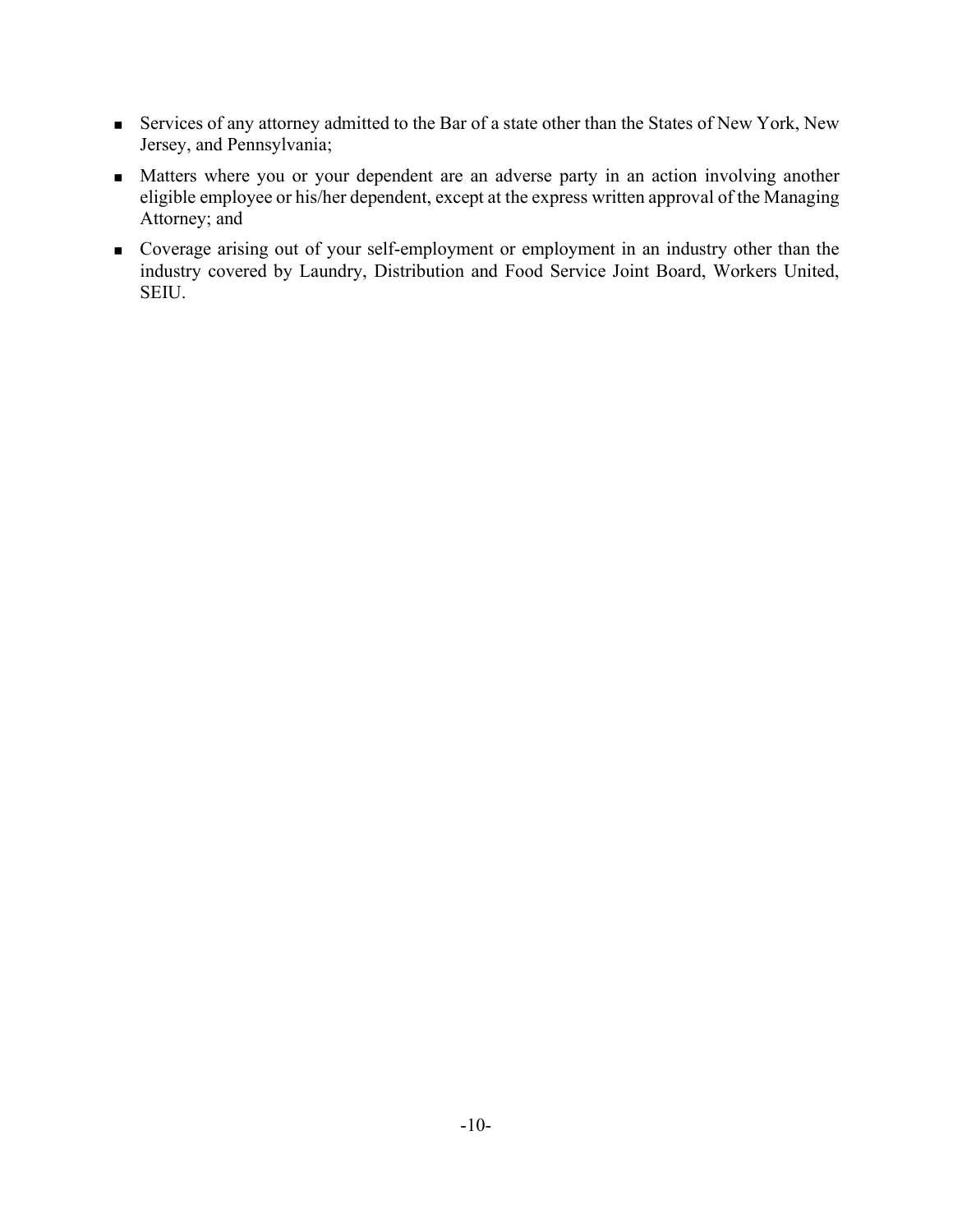- Services of any attorney admitted to the Bar of a state other than the States of New York, New Jersey, and Pennsylvania;
- Matters where you or your dependent are an adverse party in an action involving another eligible employee or his/her dependent, except at the express written approval of the Managing Attorney; and
- Coverage arising out of your self-employment or employment in an industry other than the industry covered by Laundry, Distribution and Food Service Joint Board, Workers United, SEIU.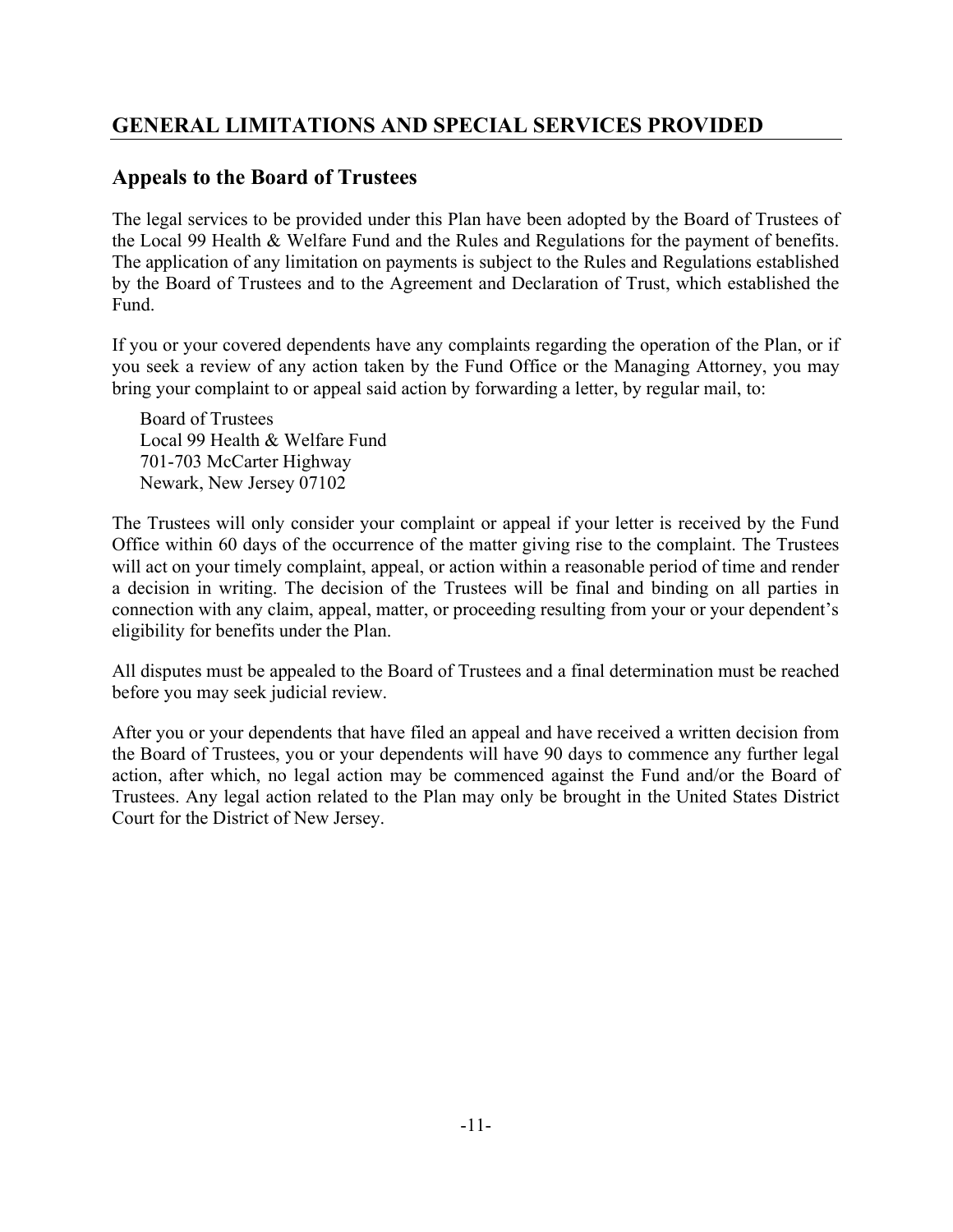## GENERAL LIMITATIONS AND SPECIAL SERVICES PROVIDED

### Appeals to the Board of Trustees

The legal services to be provided under this Plan have been adopted by the Board of Trustees of the Local 99 Health & Welfare Fund and the Rules and Regulations for the payment of benefits. The application of any limitation on payments is subject to the Rules and Regulations established by the Board of Trustees and to the Agreement and Declaration of Trust, which established the Fund.

If you or your covered dependents have any complaints regarding the operation of the Plan, or if you seek a review of any action taken by the Fund Office or the Managing Attorney, you may bring your complaint to or appeal said action by forwarding a letter, by regular mail, to:

Board of Trustees
Local 99 Health & Welfare Fund
701-703 McCarter Highway
Newark, New Jersey 07102

The Trustees will only consider your complaint or appeal if your letter is received by the Fund Office within 60 days of the occurrence of the matter giving rise to the complaint. The Trustees will act on your timely complaint, appeal, or action within a reasonable period of time and render a decision in writing. The decision of the Trustees will be final and binding on all parties in connection with any claim, appeal, matter, or proceeding resulting from your or your dependent's eligibility for benefits under the Plan.

All disputes must be appealed to the Board of Trustees and a final determination must be reached before you may seek judicial review.

After you or your dependents that have filed an appeal and have received a written decision from the Board of Trustees, you or your dependents will have 90 days to commence any further legal action, after which, no legal action may be commenced against the Fund and/or the Board of Trustees. Any legal action related to the Plan may only be brought in the United States District Court for the District of New Jersey.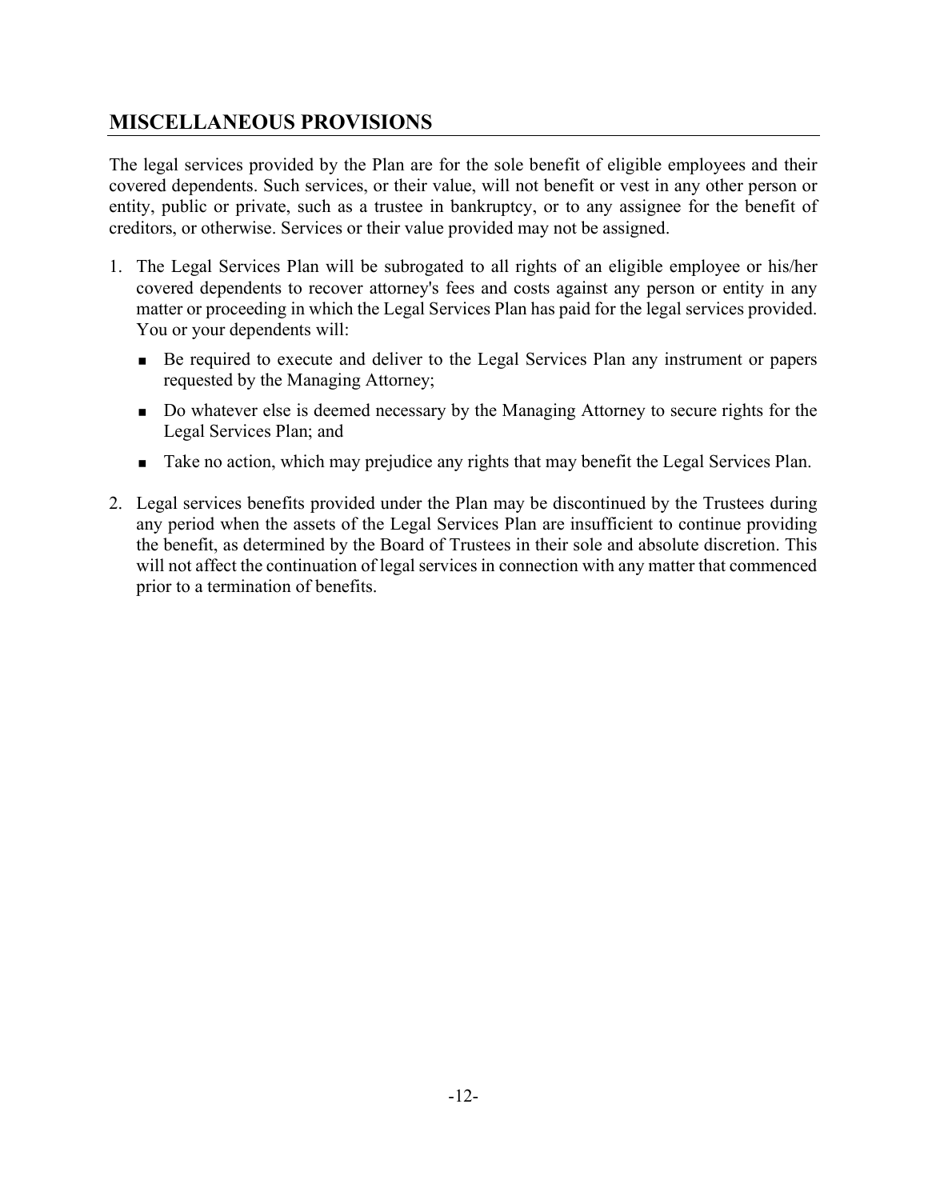## MISCELLANEOUS PROVISIONS

The legal services provided by the Plan are for the sole benefit of eligible employees and their covered dependents. Such services, or their value, will not benefit or vest in any other person or entity, public or private, such as a trustee in bankruptcy, or to any assignee for the benefit of creditors, or otherwise. Services or their value provided may not be assigned.

1. The Legal Services Plan will be subrogated to all rights of an eligible employee or his/her covered dependents to recover attorney's fees and costs against any person or entity in any matter or proceeding in which the Legal Services Plan has paid for the legal services provided. You or your dependents will:
   - Be required to execute and deliver to the Legal Services Plan any instrument or papers requested by the Managing Attorney;
   - Do whatever else is deemed necessary by the Managing Attorney to secure rights for the Legal Services Plan; and
   - Take no action, which may prejudice any rights that may benefit the Legal Services Plan.
2. Legal services benefits provided under the Plan may be discontinued by the Trustees during any period when the assets of the Legal Services Plan are insufficient to continue providing the benefit, as determined by the Board of Trustees in their sole and absolute discretion. This will not affect the continuation of legal services in connection with any matter that commenced prior to a termination of benefits.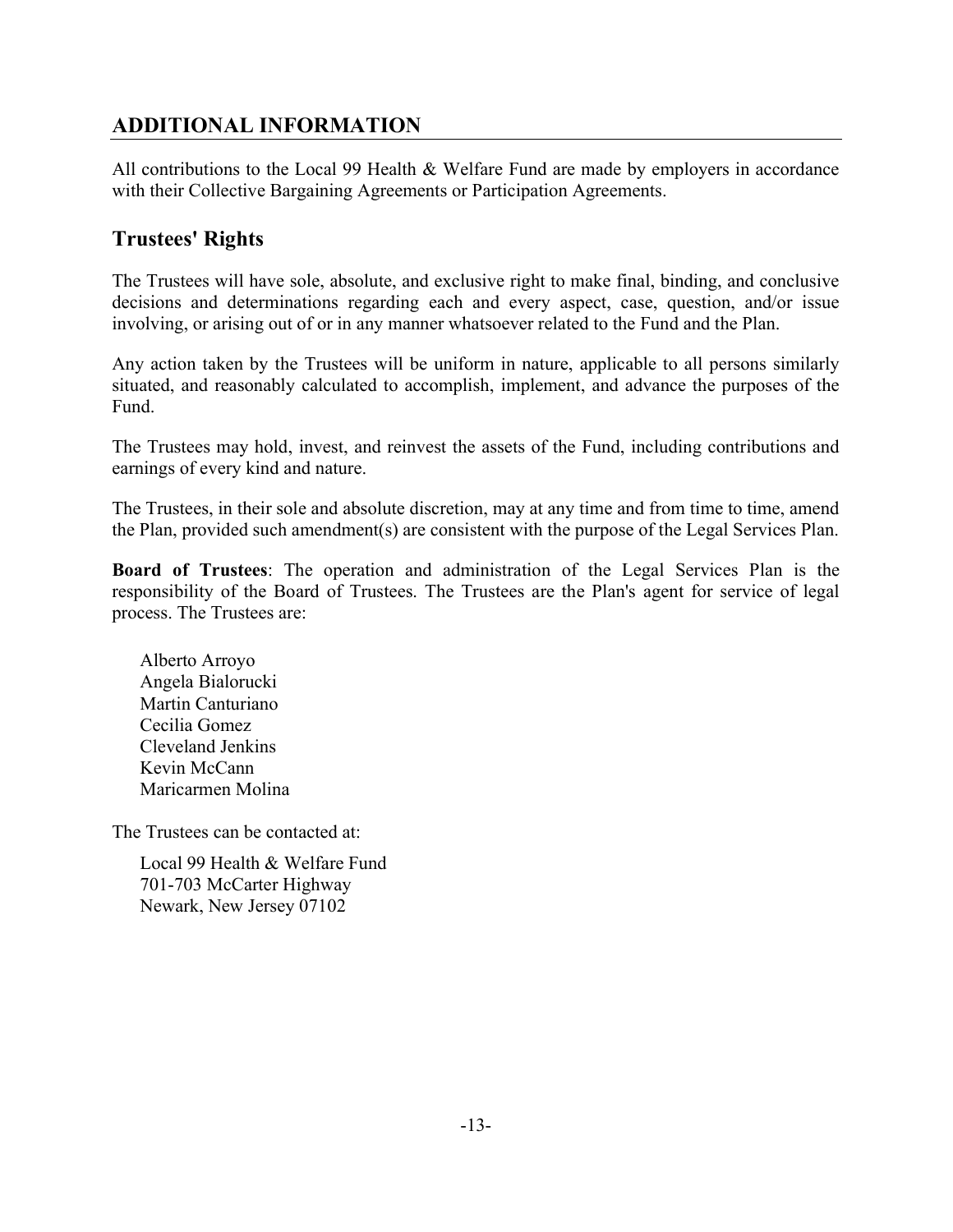## ADDITIONAL INFORMATION

All contributions to the Local 99 Health & Welfare Fund are made by employers in accordance with their Collective Bargaining Agreements or Participation Agreements.

### Trustees' Rights

The Trustees will have sole, absolute, and exclusive right to make final, binding, and conclusive decisions and determinations regarding each and every aspect, case, question, and/or issue involving, or arising out of or in any manner whatsoever related to the Fund and the Plan.

Any action taken by the Trustees will be uniform in nature, applicable to all persons similarly situated, and reasonably calculated to accomplish, implement, and advance the purposes of the Fund.

The Trustees may hold, invest, and reinvest the assets of the Fund, including contributions and earnings of every kind and nature.

The Trustees, in their sole and absolute discretion, may at any time and from time to time, amend the Plan, provided such amendment(s) are consistent with the purpose of the Legal Services Plan.

**Board of Trustees**: The operation and administration of the Legal Services Plan is the responsibility of the Board of Trustees. The Trustees are the Plan's agent for service of legal process. The Trustees are:

Alberto Arroyo
Angela Bialorucki
Martin Canturiano
Cecilia Gomez
Cleveland Jenkins
Kevin McCann
Maricarmen Molina

The Trustees can be contacted at:

Local 99 Health & Welfare Fund
701-703 McCarter Highway
Newark, New Jersey 07102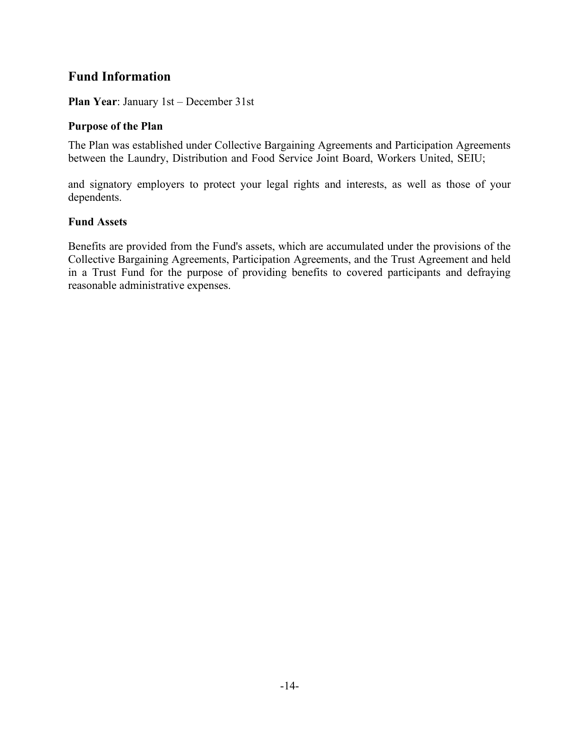## Fund Information

**Plan Year**: January 1st – December 31st

### Purpose of the Plan

The Plan was established under Collective Bargaining Agreements and Participation Agreements between the Laundry, Distribution and Food Service Joint Board, Workers United, SEIU;

and signatory employers to protect your legal rights and interests, as well as those of your dependents.

### Fund Assets

Benefits are provided from the Fund's assets, which are accumulated under the provisions of the Collective Bargaining Agreements, Participation Agreements, and the Trust Agreement and held in a Trust Fund for the purpose of providing benefits to covered participants and defraying reasonable administrative expenses.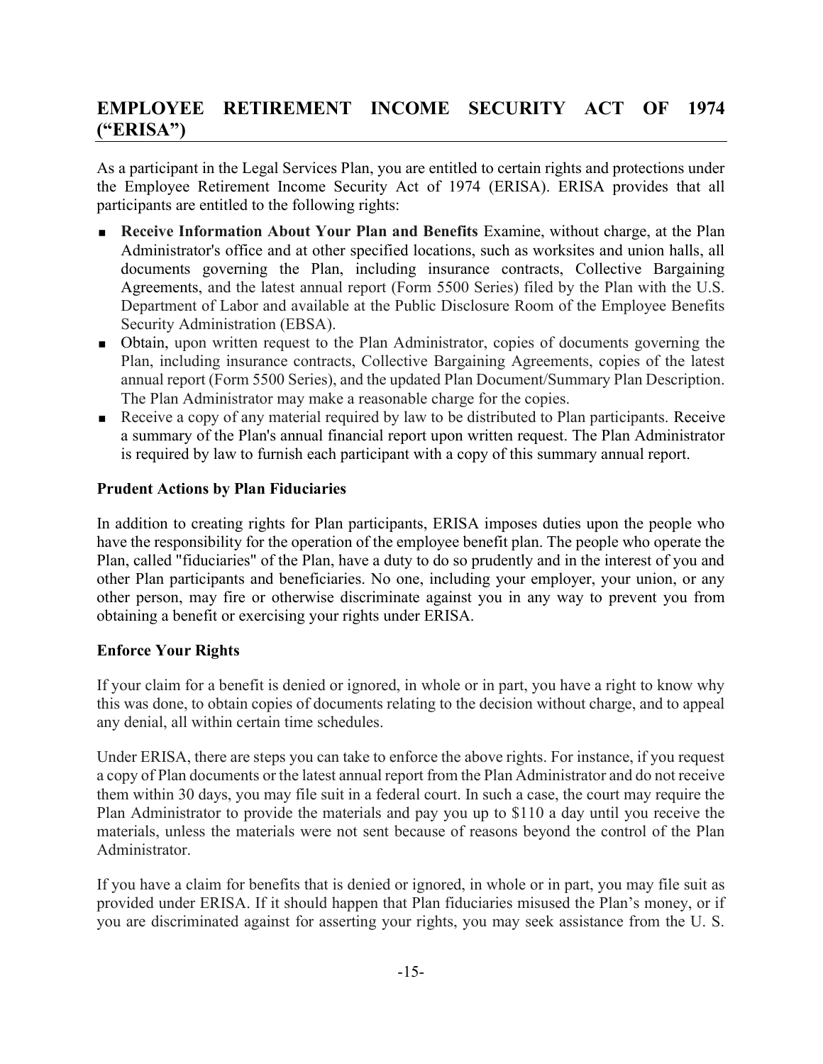## EMPLOYEE RETIREMENT INCOME SECURITY ACT OF 1974 ("ERISA")

As a participant in the Legal Services Plan, you are entitled to certain rights and protections under the Employee Retirement Income Security Act of 1974 (ERISA). ERISA provides that all participants are entitled to the following rights:

- **Receive Information About Your Plan and Benefits** Examine, without charge, at the Plan Administrator's office and at other specified locations, such as worksites and union halls, all documents governing the Plan, including insurance contracts, Collective Bargaining Agreements, and the latest annual report (Form 5500 Series) filed by the Plan with the U.S. Department of Labor and available at the Public Disclosure Room of the Employee Benefits Security Administration (EBSA).
- Obtain, upon written request to the Plan Administrator, copies of documents governing the Plan, including insurance contracts, Collective Bargaining Agreements, copies of the latest annual report (Form 5500 Series), and the updated Plan Document/Summary Plan Description. The Plan Administrator may make a reasonable charge for the copies.
- Receive a copy of any material required by law to be distributed to Plan participants. Receive a summary of the Plan's annual financial report upon written request. The Plan Administrator is required by law to furnish each participant with a copy of this summary annual report.

### Prudent Actions by Plan Fiduciaries

In addition to creating rights for Plan participants, ERISA imposes duties upon the people who have the responsibility for the operation of the employee benefit plan. The people who operate the Plan, called "fiduciaries" of the Plan, have a duty to do so prudently and in the interest of you and other Plan participants and beneficiaries. No one, including your employer, your union, or any other person, may fire or otherwise discriminate against you in any way to prevent you from obtaining a benefit or exercising your rights under ERISA.

### Enforce Your Rights

If your claim for a benefit is denied or ignored, in whole or in part, you have a right to know why this was done, to obtain copies of documents relating to the decision without charge, and to appeal any denial, all within certain time schedules.

Under ERISA, there are steps you can take to enforce the above rights. For instance, if you request a copy of Plan documents or the latest annual report from the Plan Administrator and do not receive them within 30 days, you may file suit in a federal court. In such a case, the court may require the Plan Administrator to provide the materials and pay you up to $110 a day until you receive the materials, unless the materials were not sent because of reasons beyond the control of the Plan Administrator.

If you have a claim for benefits that is denied or ignored, in whole or in part, you may file suit as provided under ERISA. If it should happen that Plan fiduciaries misused the Plan's money, or if you are discriminated against for asserting your rights, you may seek assistance from the U. S.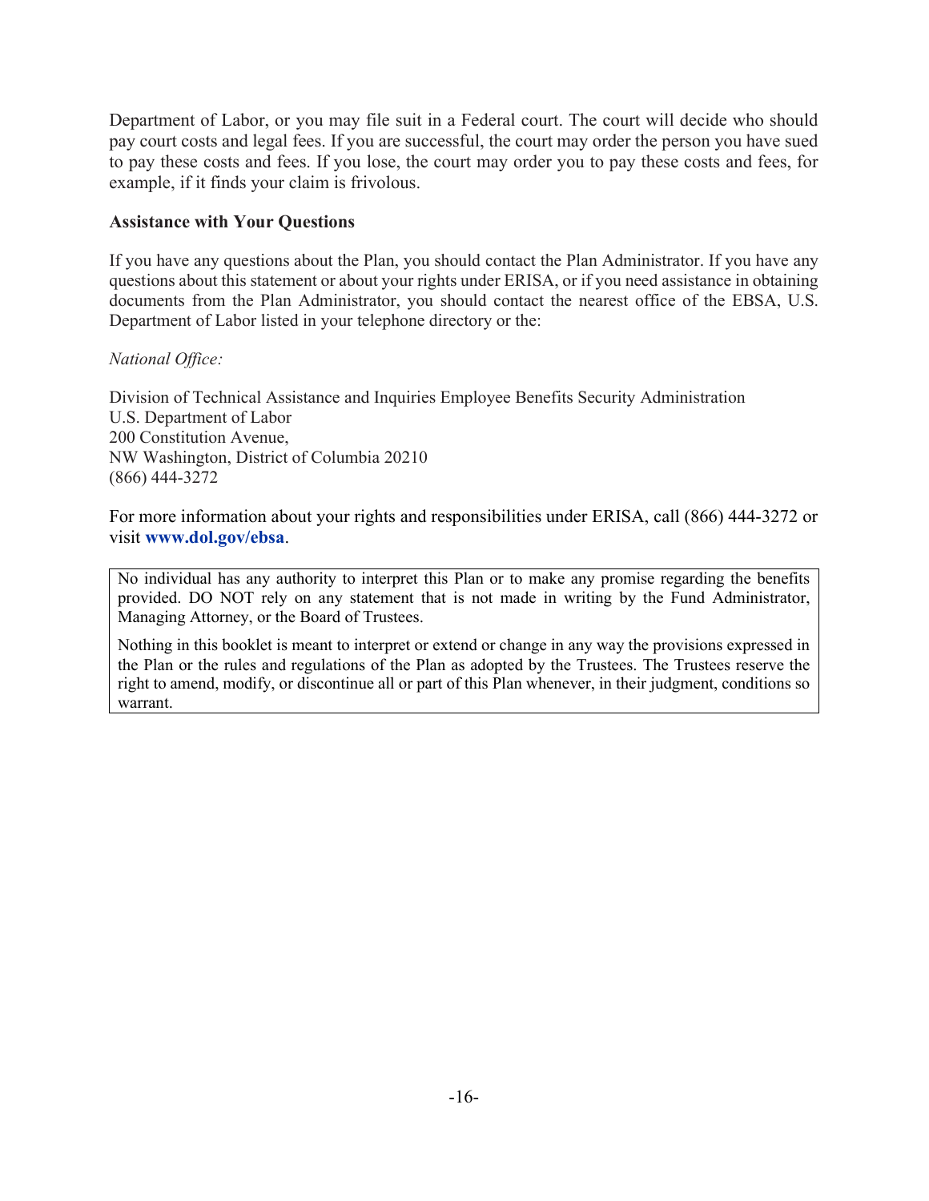Department of Labor, or you may file suit in a Federal court. The court will decide who should pay court costs and legal fees. If you are successful, the court may order the person you have sued to pay these costs and fees. If you lose, the court may order you to pay these costs and fees, for example, if it finds your claim is frivolous.

**Assistance with Your Questions**

If you have any questions about the Plan, you should contact the Plan Administrator. If you have any questions about this statement or about your rights under ERISA, or if you need assistance in obtaining documents from the Plan Administrator, you should contact the nearest office of the EBSA, U.S. Department of Labor listed in your telephone directory or the:

*National Office:*

Division of Technical Assistance and Inquiries Employee Benefits Security Administration
U.S. Department of Labor
200 Constitution Avenue,
NW Washington, District of Columbia 20210
(866) 444-3272

For more information about your rights and responsibilities under ERISA, call (866) 444-3272 or visit **www.dol.gov/ebsa**.

No individual has any authority to interpret this Plan or to make any promise regarding the benefits provided. DO NOT rely on any statement that is not made in writing by the Fund Administrator, Managing Attorney, or the Board of Trustees.

Nothing in this booklet is meant to interpret or extend or change in any way the provisions expressed in the Plan or the rules and regulations of the Plan as adopted by the Trustees. The Trustees reserve the right to amend, modify, or discontinue all or part of this Plan whenever, in their judgment, conditions so warrant.